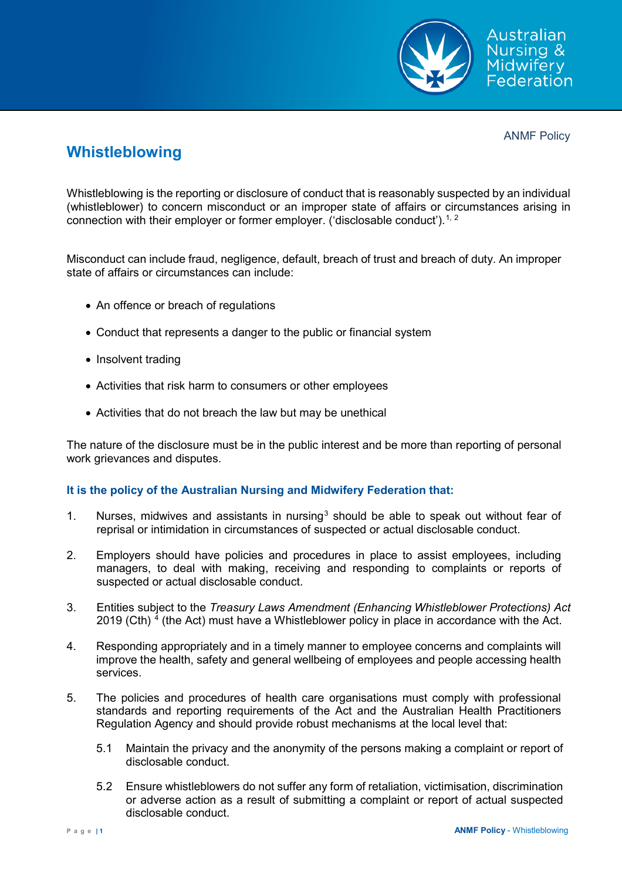ANMF Policy

# Whistleblowing

Whistleblowing is the reporting or disclosure of conduct that is reasonably suspected by an individual (whistleblower) to concern misconduct or an improper state of affairs or circumstances arising in connection with their employer or former employer. ('disclosable conduct').[1, 2]

Misconduct can include fraud, negligence, default, breach of trust and breach of duty. An improper state of affairs or circumstances can include:

- An offence or breach of regulations
- Conduct that represents a danger to the public or financial system
- Insolvent trading
- Activities that risk harm to consumers or other employees
- Activities that do not breach the law but may be unethical

The nature of the disclosure must be in the public interest and be more than reporting of personal work grievances and disputes.

### It is the policy of the Australian Nursing and Midwifery Federation that:

1. Nurses, midwives and assistants in nursing[3] should be able to speak out without fear of reprisal or intimidation in circumstances of suspected or actual disclosable conduct.

2. Employers should have policies and procedures in place to assist employees, including managers, to deal with making, receiving and responding to complaints or reports of suspected or actual disclosable conduct.

3. Entities subject to the *Treasury Laws Amendment (Enhancing Whistleblower Protections) Act* 2019 (Cth) [4] (the Act) must have a Whistleblower policy in place in accordance with the Act.

4. Responding appropriately and in a timely manner to employee concerns and complaints will improve the health, safety and general wellbeing of employees and people accessing health services.

5. The policies and procedures of health care organisations must comply with professional standards and reporting requirements of the Act and the Australian Health Practitioners Regulation Agency and should provide robust mechanisms at the local level that:

   5.1 Maintain the privacy and the anonymity of the persons making a complaint or report of disclosable conduct.

   5.2 Ensure whistleblowers do not suffer any form of retaliation, victimisation, discrimination or adverse action as a result of submitting a complaint or report of actual suspected disclosable conduct.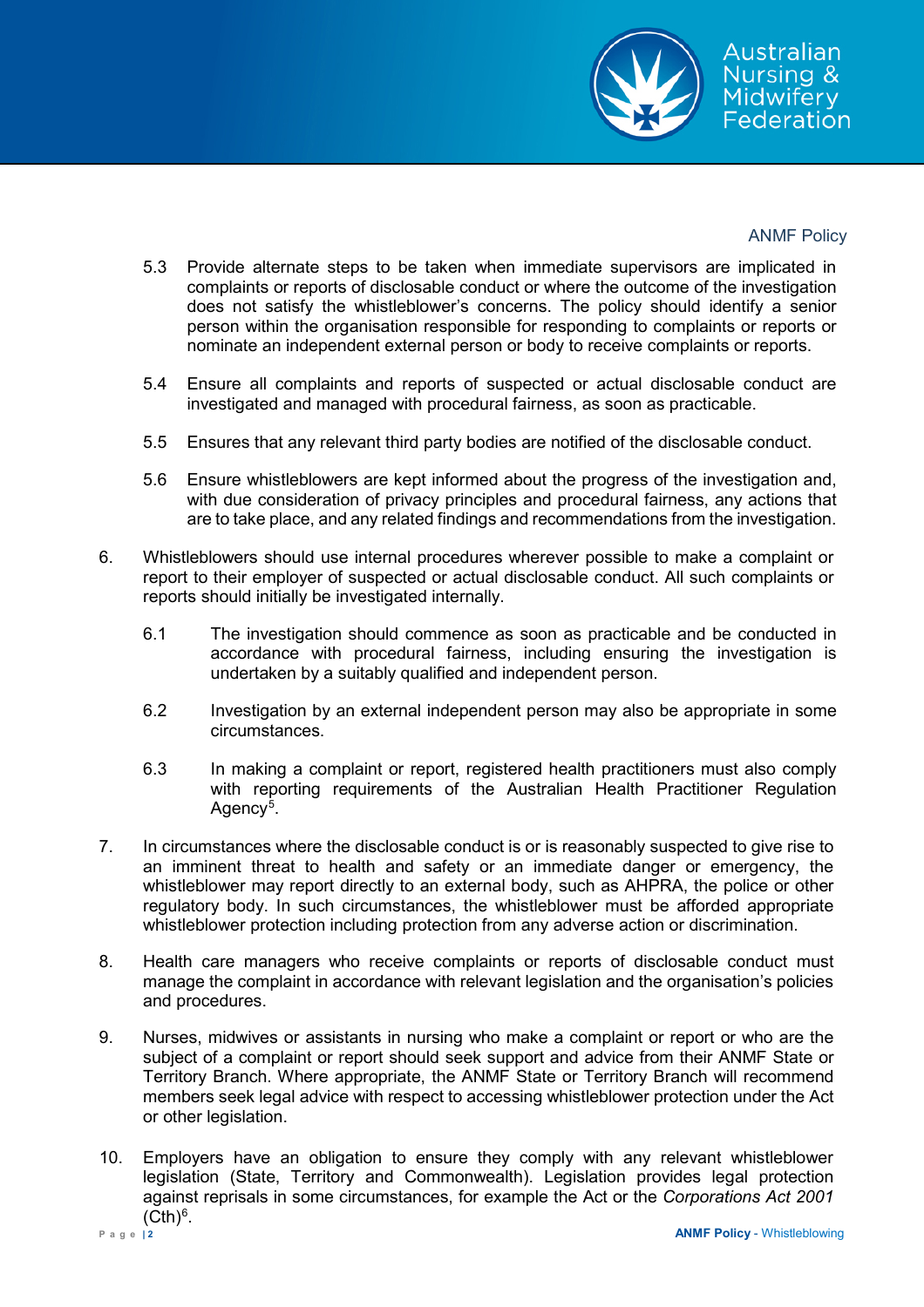5.3 Provide alternate steps to be taken when immediate supervisors are implicated in complaints or reports of disclosable conduct or where the outcome of the investigation does not satisfy the whistleblower's concerns. The policy should identify a senior person within the organisation responsible for responding to complaints or reports or nominate an independent external person or body to receive complaints or reports.

5.4 Ensure all complaints and reports of suspected or actual disclosable conduct are investigated and managed with procedural fairness, as soon as practicable.

5.5 Ensures that any relevant third party bodies are notified of the disclosable conduct.

5.6 Ensure whistleblowers are kept informed about the progress of the investigation and, with due consideration of privacy principles and procedural fairness, any actions that are to take place, and any related findings and recommendations from the investigation.

6. Whistleblowers should use internal procedures wherever possible to make a complaint or report to their employer of suspected or actual disclosable conduct. All such complaints or reports should initially be investigated internally.

   6.1 The investigation should commence as soon as practicable and be conducted in accordance with procedural fairness, including ensuring the investigation is undertaken by a suitably qualified and independent person.

   6.2 Investigation by an external independent person may also be appropriate in some circumstances.

   6.3 In making a complaint or report, registered health practitioners must also comply with reporting requirements of the Australian Health Practitioner Regulation Agency[5].

7. In circumstances where the disclosable conduct is or is reasonably suspected to give rise to an imminent threat to health and safety or an immediate danger or emergency, the whistleblower may report directly to an external body, such as AHPRA, the police or other regulatory body. In such circumstances, the whistleblower must be afforded appropriate whistleblower protection including protection from any adverse action or discrimination.

8. Health care managers who receive complaints or reports of disclosable conduct must manage the complaint in accordance with relevant legislation and the organisation's policies and procedures.

9. Nurses, midwives or assistants in nursing who make a complaint or report or who are the subject of a complaint or report should seek support and advice from their ANMF State or Territory Branch. Where appropriate, the ANMF State or Territory Branch will recommend members seek legal advice with respect to accessing whistleblower protection under the Act or other legislation.

10. Employers have an obligation to ensure they comply with any relevant whistleblower legislation (State, Territory and Commonwealth). Legislation provides legal protection against reprisals in some circumstances, for example the Act or the *Corporations Act 2001* (Cth)[6].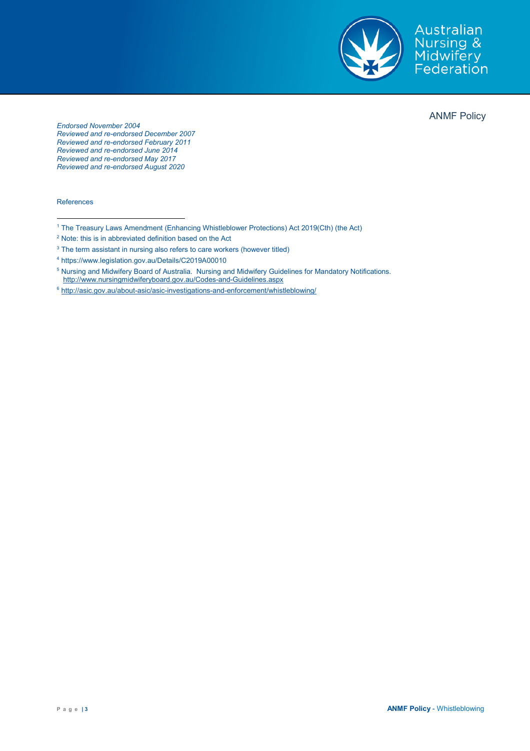*Endorsed November 2004*
*Reviewed and re-endorsed December 2007*
*Reviewed and re-endorsed February 2011*
*Reviewed and re-endorsed June 2014*
*Reviewed and re-endorsed May 2017*
*Reviewed and re-endorsed August 2020*

References

---

[1] The Treasury Laws Amendment (Enhancing Whistleblower Protections) Act 2019(Cth) (the Act)

[2] Note: this is in abbreviated definition based on the Act

[3] The term assistant in nursing also refers to care workers (however titled)

[4] https://www.legislation.gov.au/Details/C2019A00010

[5] Nursing and Midwifery Board of Australia. Nursing and Midwifery Guidelines for Mandatory Notifications. http://www.nursingmidwiferyboard.gov.au/Codes-and-Guidelines.aspx

[6] http://asic.gov.au/about-asic/asic-investigations-and-enforcement/whistleblowing/